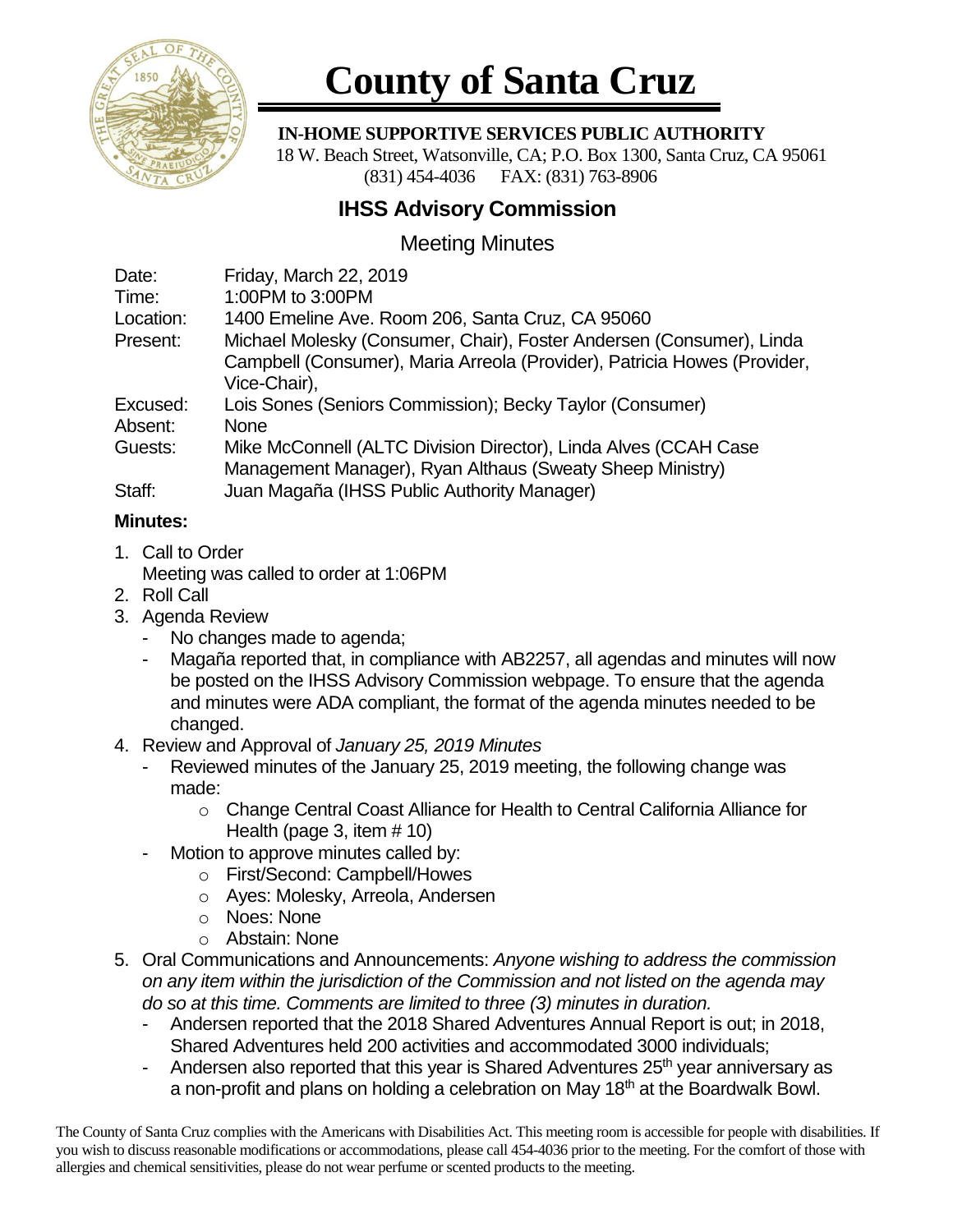# County of Santa Cruz

**IN-HOME SUPPORTIVE SERVICES PUBLIC AUTHORITY**
18 W. Beach Street, Watsonville, CA; P.O. Box 1300, Santa Cruz, CA 95061
(831) 454-4036 FAX: (831) 763-8906

## IHSS Advisory Commission

### Meeting Minutes

Date: Friday, March 22, 2019
Time: 1:00PM to 3:00PM
Location: 1400 Emeline Ave. Room 206, Santa Cruz, CA 95060
Present: Michael Molesky (Consumer, Chair), Foster Andersen (Consumer), Linda Campbell (Consumer), Maria Arreola (Provider), Patricia Howes (Provider, Vice-Chair),
Excused: Lois Sones (Seniors Commission); Becky Taylor (Consumer)
Absent: None
Guests: Mike McConnell (ALTC Division Director), Linda Alves (CCAH Case Management Manager), Ryan Althaus (Sweaty Sheep Ministry)
Staff: Juan Magaña (IHSS Public Authority Manager)

**Minutes:**

1. Call to Order
   Meeting was called to order at 1:06PM
2. Roll Call
3. Agenda Review
   - No changes made to agenda;
   - Magaña reported that, in compliance with AB2257, all agendas and minutes will now be posted on the IHSS Advisory Commission webpage. To ensure that the agenda and minutes were ADA compliant, the format of the agenda minutes needed to be changed.
4. Review and Approval of *January 25, 2019 Minutes*
   - Reviewed minutes of the January 25, 2019 meeting, the following change was made:
     - Change Central Coast Alliance for Health to Central California Alliance for Health (page 3, item # 10)
   - Motion to approve minutes called by:
     - First/Second: Campbell/Howes
     - Ayes: Molesky, Arreola, Andersen
     - Noes: None
     - Abstain: None
5. Oral Communications and Announcements: *Anyone wishing to address the commission on any item within the jurisdiction of the Commission and not listed on the agenda may do so at this time. Comments are limited to three (3) minutes in duration.*
   - Andersen reported that the 2018 Shared Adventures Annual Report is out; in 2018, Shared Adventures held 200 activities and accommodated 3000 individuals;
   - Andersen also reported that this year is Shared Adventures 25th year anniversary as a non-profit and plans on holding a celebration on May 18th at the Boardwalk Bowl.

The County of Santa Cruz complies with the Americans with Disabilities Act. This meeting room is accessible for people with disabilities. If you wish to discuss reasonable modifications or accommodations, please call 454-4036 prior to the meeting. For the comfort of those with allergies and chemical sensitivities, please do not wear perfume or scented products to the meeting.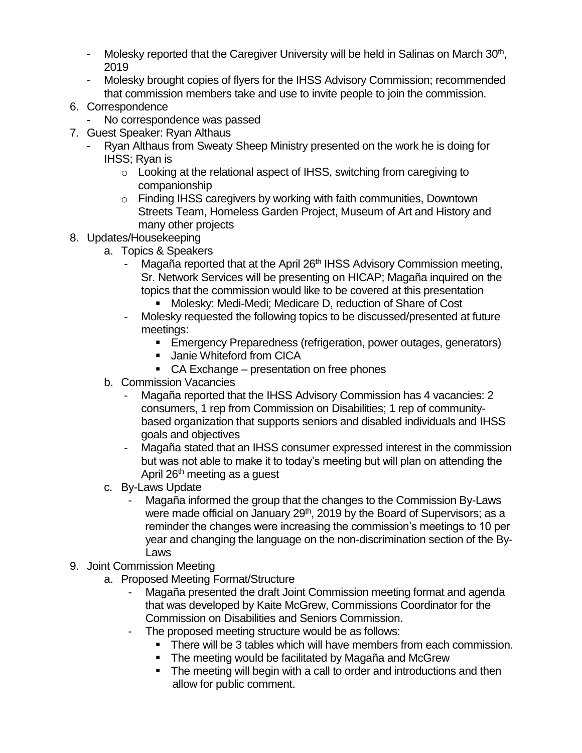- Molesky reported that the Caregiver University will be held in Salinas on March 30th, 2019
- Molesky brought copies of flyers for the IHSS Advisory Commission; recommended that commission members take and use to invite people to join the commission.

6. Correspondence
   - No correspondence was passed
7. Guest Speaker: Ryan Althaus
   - Ryan Althaus from Sweaty Sheep Ministry presented on the work he is doing for IHSS; Ryan is
     - Looking at the relational aspect of IHSS, switching from caregiving to companionship
     - Finding IHSS caregivers by working with faith communities, Downtown Streets Team, Homeless Garden Project, Museum of Art and History and many other projects
8. Updates/Housekeeping
   a. Topics & Speakers
      - Magaña reported that at the April 26th IHSS Advisory Commission meeting, Sr. Network Services will be presenting on HICAP; Magaña inquired on the topics that the commission would like to be covered at this presentation
        - Molesky: Medi-Medi; Medicare D, reduction of Share of Cost
      - Molesky requested the following topics to be discussed/presented at future meetings:
        - Emergency Preparedness (refrigeration, power outages, generators)
        - Janie Whiteford from CICA
        - CA Exchange – presentation on free phones

   b. Commission Vacancies
      - Magaña reported that the IHSS Advisory Commission has 4 vacancies: 2 consumers, 1 rep from Commission on Disabilities; 1 rep of community-based organization that supports seniors and disabled individuals and IHSS goals and objectives
      - Magaña stated that an IHSS consumer expressed interest in the commission but was not able to make it to today's meeting but will plan on attending the April 26th meeting as a guest

   c. By-Laws Update
      - Magaña informed the group that the changes to the Commission By-Laws were made official on January 29th, 2019 by the Board of Supervisors; as a reminder the changes were increasing the commission's meetings to 10 per year and changing the language on the non-discrimination section of the By-Laws
9. Joint Commission Meeting
   a. Proposed Meeting Format/Structure
      - Magaña presented the draft Joint Commission meeting format and agenda that was developed by Kaite McGrew, Commissions Coordinator for the Commission on Disabilities and Seniors Commission.
      - The proposed meeting structure would be as follows:
        - There will be 3 tables which will have members from each commission.
        - The meeting would be facilitated by Magaña and McGrew
        - The meeting will begin with a call to order and introductions and then allow for public comment.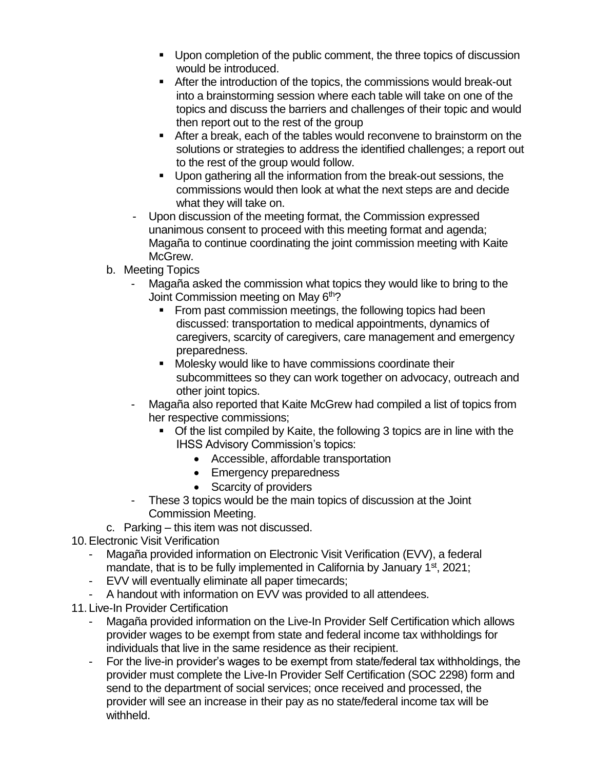- Upon completion of the public comment, the three topics of discussion would be introduced.
  - After the introduction of the topics, the commissions would break-out into a brainstorming session where each table will take on one of the topics and discuss the barriers and challenges of their topic and would then report out to the rest of the group
  - After a break, each of the tables would reconvene to brainstorm on the solutions or strategies to address the identified challenges; a report out to the rest of the group would follow.
  - Upon gathering all the information from the break-out sessions, the commissions would then look at what the next steps are and decide what they will take on.
- Upon discussion of the meeting format, the Commission expressed unanimous consent to proceed with this meeting format and agenda; Magaña to continue coordinating the joint commission meeting with Kaite McGrew.

b. Meeting Topics
- Magaña asked the commission what topics they would like to bring to the Joint Commission meeting on May 6th?
  - From past commission meetings, the following topics had been discussed: transportation to medical appointments, dynamics of caregivers, scarcity of caregivers, care management and emergency preparedness.
  - Molesky would like to have commissions coordinate their subcommittees so they can work together on advocacy, outreach and other joint topics.
- Magaña also reported that Kaite McGrew had compiled a list of topics from her respective commissions;
  - Of the list compiled by Kaite, the following 3 topics are in line with the IHSS Advisory Commission's topics:
    - Accessible, affordable transportation
    - Emergency preparedness
    - Scarcity of providers
- These 3 topics would be the main topics of discussion at the Joint Commission Meeting.

c. Parking – this item was not discussed.

10. Electronic Visit Verification
- Magaña provided information on Electronic Visit Verification (EVV), a federal mandate, that is to be fully implemented in California by January 1st, 2021;
- EVV will eventually eliminate all paper timecards;
- A handout with information on EVV was provided to all attendees.

11. Live-In Provider Certification
- Magaña provided information on the Live-In Provider Self Certification which allows provider wages to be exempt from state and federal income tax withholdings for individuals that live in the same residence as their recipient.
- For the live-in provider's wages to be exempt from state/federal tax withholdings, the provider must complete the Live-In Provider Self Certification (SOC 2298) form and send to the department of social services; once received and processed, the provider will see an increase in their pay as no state/federal income tax will be withheld.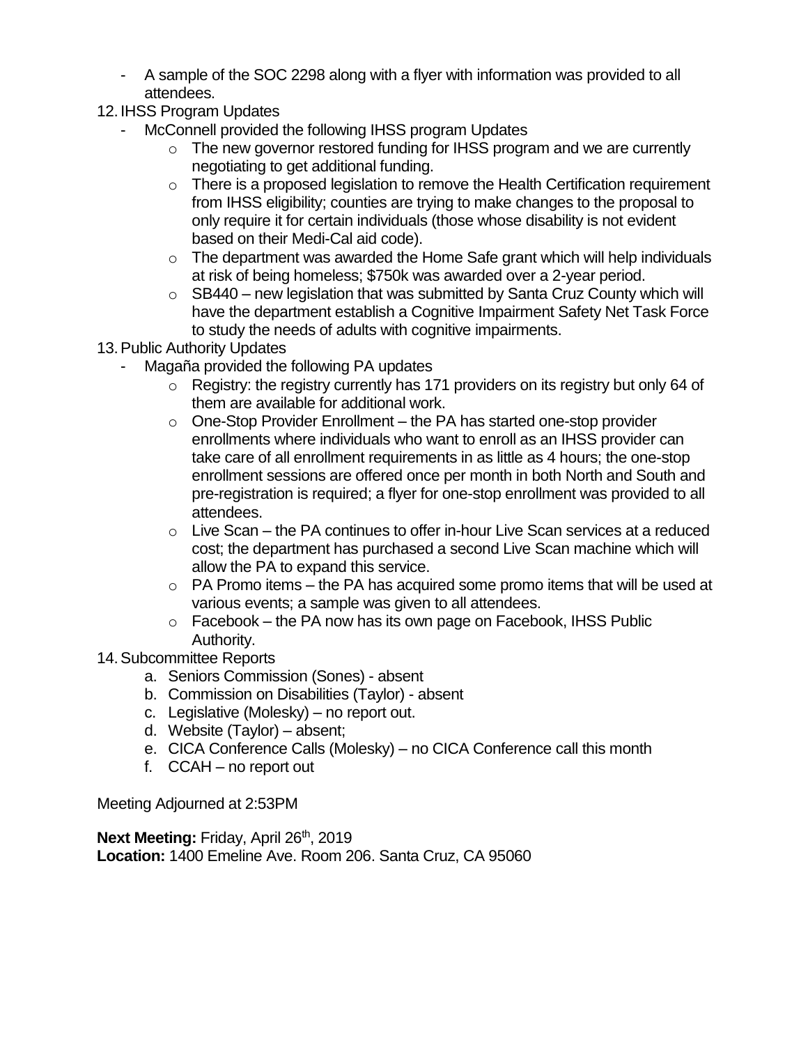- A sample of the SOC 2298 along with a flyer with information was provided to all attendees.

12. IHSS Program Updates
    - McConnell provided the following IHSS program Updates
        - The new governor restored funding for IHSS program and we are currently negotiating to get additional funding.
        - There is a proposed legislation to remove the Health Certification requirement from IHSS eligibility; counties are trying to make changes to the proposal to only require it for certain individuals (those whose disability is not evident based on their Medi-Cal aid code).
        - The department was awarded the Home Safe grant which will help individuals at risk of being homeless; $750k was awarded over a 2-year period.
        - SB440 – new legislation that was submitted by Santa Cruz County which will have the department establish a Cognitive Impairment Safety Net Task Force to study the needs of adults with cognitive impairments.
13. Public Authority Updates
    - Magaña provided the following PA updates
        - Registry: the registry currently has 171 providers on its registry but only 64 of them are available for additional work.
        - One-Stop Provider Enrollment – the PA has started one-stop provider enrollments where individuals who want to enroll as an IHSS provider can take care of all enrollment requirements in as little as 4 hours; the one-stop enrollment sessions are offered once per month in both North and South and pre-registration is required; a flyer for one-stop enrollment was provided to all attendees.
        - Live Scan – the PA continues to offer in-hour Live Scan services at a reduced cost; the department has purchased a second Live Scan machine which will allow the PA to expand this service.
        - PA Promo items – the PA has acquired some promo items that will be used at various events; a sample was given to all attendees.
        - Facebook – the PA now has its own page on Facebook, IHSS Public Authority.
14. Subcommittee Reports
    a. Seniors Commission (Sones) - absent
    b. Commission on Disabilities (Taylor) - absent
    c. Legislative (Molesky) – no report out.
    d. Website (Taylor) – absent;
    e. CICA Conference Calls (Molesky) – no CICA Conference call this month
    f. CCAH – no report out

Meeting Adjourned at 2:53PM

**Next Meeting:** Friday, April 26th, 2019
**Location:** 1400 Emeline Ave. Room 206. Santa Cruz, CA 95060